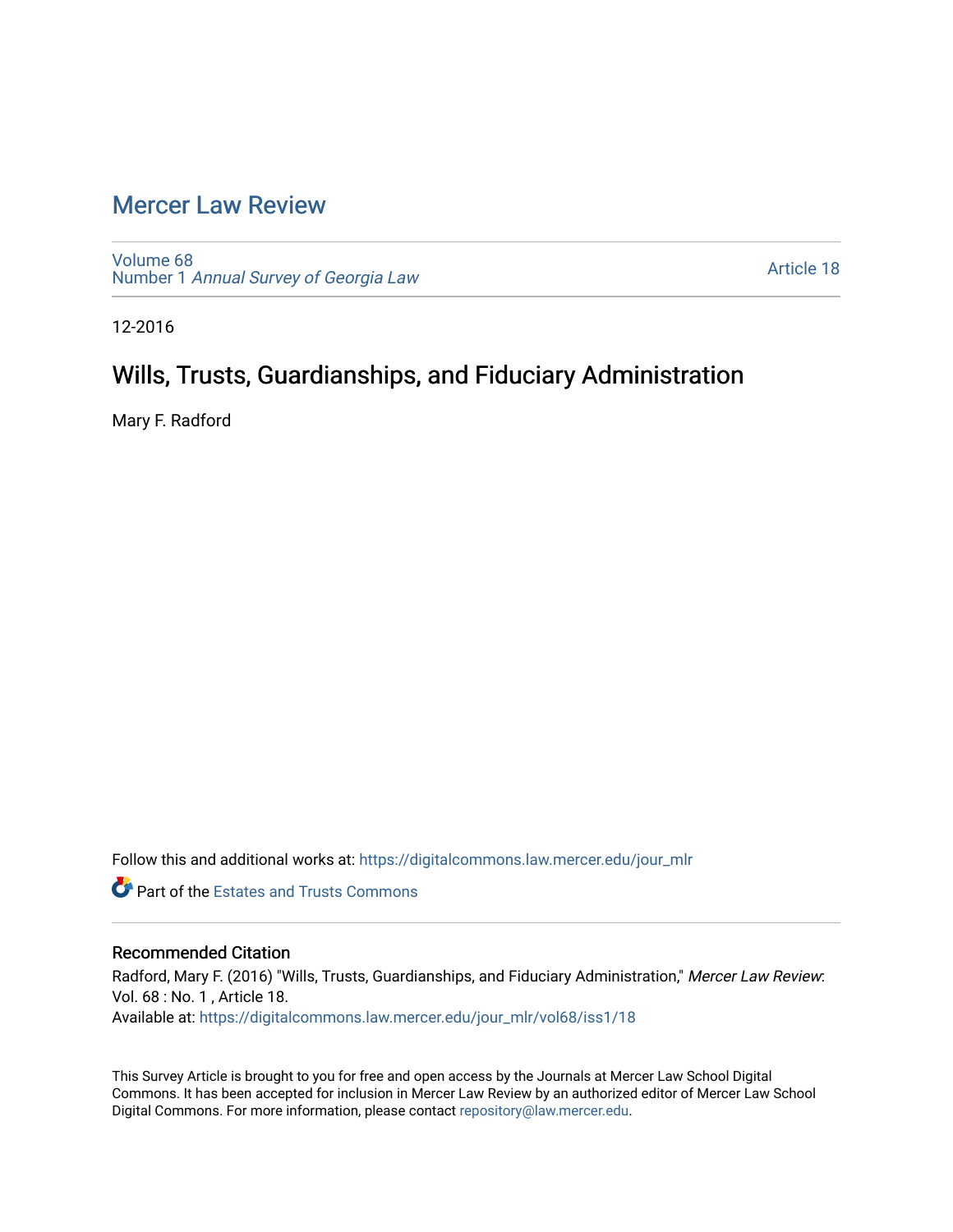# Mercer Law Review

Volume 68
Number 1 *Annual Survey of Georgia Law*

Article 18

12-2016

## Wills, Trusts, Guardianships, and Fiduciary Administration

Mary F. Radford

Follow this and additional works at: https://digitalcommons.law.mercer.edu/jour_mlr

Part of the Estates and Trusts Commons

### Recommended Citation

Radford, Mary F. (2016) "Wills, Trusts, Guardianships, and Fiduciary Administration," *Mercer Law Review*: Vol. 68 : No. 1 , Article 18.
Available at: https://digitalcommons.law.mercer.edu/jour_mlr/vol68/iss1/18

This Survey Article is brought to you for free and open access by the Journals at Mercer Law School Digital Commons. It has been accepted for inclusion in Mercer Law Review by an authorized editor of Mercer Law School Digital Commons. For more information, please contact repository@law.mercer.edu.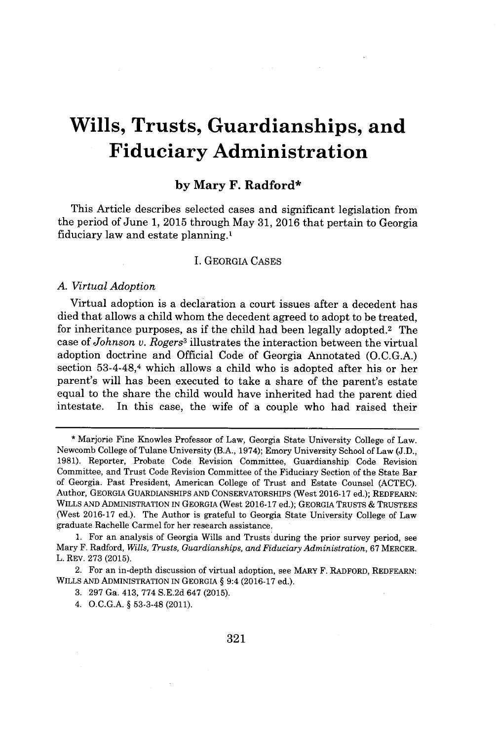# Wills, Trusts, Guardianships, and Fiduciary Administration

**by Mary F. Radford***

This Article describes selected cases and significant legislation from the period of June 1, 2015 through May 31, 2016 that pertain to Georgia fiduciary law and estate planning.[1]

## I. GEORGIA CASES

### *A. Virtual Adoption*

Virtual adoption is a declaration a court issues after a decedent has died that allows a child whom the decedent agreed to adopt to be treated, for inheritance purposes, as if the child had been legally adopted.[2] The case of *Johnson v. Rogers*[3] illustrates the interaction between the virtual adoption doctrine and Official Code of Georgia Annotated (O.C.G.A.) section 53-4-48,[4] which allows a child who is adopted after his or her parent's will has been executed to take a share of the parent's estate equal to the share the child would have inherited had the parent died intestate. In this case, the wife of a couple who had raised their

---

\* Marjorie Fine Knowles Professor of Law, Georgia State University College of Law. Newcomb College of Tulane University (B.A., 1974); Emory University School of Law (J.D., 1981). Reporter, Probate Code Revision Committee, Guardianship Code Revision Committee, and Trust Code Revision Committee of the Fiduciary Section of the State Bar of Georgia. Past President, American College of Trust and Estate Counsel (ACTEC). Author, GEORGIA GUARDIANSHIPS AND CONSERVATORSHIPS (West 2016-17 ed.); REDFEARN: WILLS AND ADMINISTRATION IN GEORGIA (West 2016-17 ed.); GEORGIA TRUSTS & TRUSTEES (West 2016-17 ed.). The Author is grateful to Georgia State University College of Law graduate Rachelle Carmel for her research assistance.

1. For an analysis of Georgia Wills and Trusts during the prior survey period, see Mary F. Radford, *Wills, Trusts, Guardianships, and Fiduciary Administration*, 67 MERCER. L. REV. 273 (2015).

2. For an in-depth discussion of virtual adoption, see MARY F. RADFORD, REDFEARN: WILLS AND ADMINISTRATION IN GEORGIA § 9:4 (2016-17 ed.).

3. 297 Ga. 413, 774 S.E.2d 647 (2015).

4. O.C.G.A. § 53-3-48 (2011).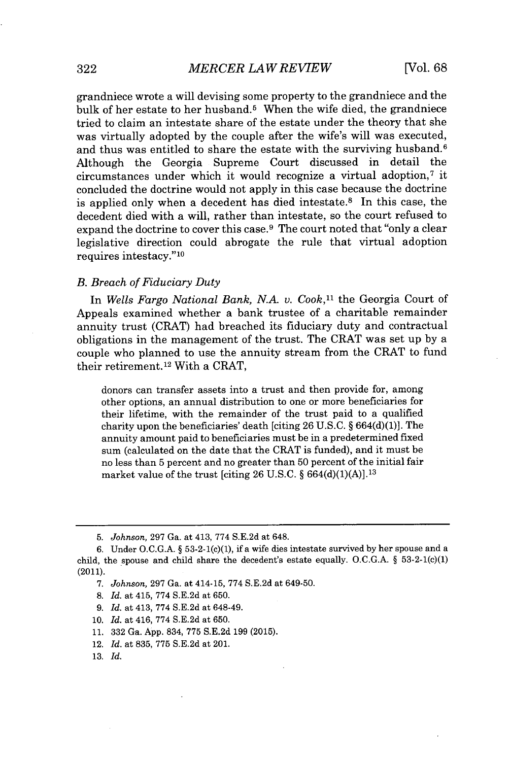grandniece wrote a will devising some property to the grandniece and the bulk of her estate to her husband.[5] When the wife died, the grandniece tried to claim an intestate share of the estate under the theory that she was virtually adopted by the couple after the wife's will was executed, and thus was entitled to share the estate with the surviving husband.[6] Although the Georgia Supreme Court discussed in detail the circumstances under which it would recognize a virtual adoption,[7] it concluded the doctrine would not apply in this case because the doctrine is applied only when a decedent has died intestate.[8] In this case, the decedent died with a will, rather than intestate, so the court refused to expand the doctrine to cover this case.[9] The court noted that "only a clear legislative direction could abrogate the rule that virtual adoption requires intestacy."[10]

### B. Breach of Fiduciary Duty

In *Wells Fargo National Bank, N.A. v. Cook*,[11] the Georgia Court of Appeals examined whether a bank trustee of a charitable remainder annuity trust (CRAT) had breached its fiduciary duty and contractual obligations in the management of the trust. The CRAT was set up by a couple who planned to use the annuity stream from the CRAT to fund their retirement.[12] With a CRAT,

> donors can transfer assets into a trust and then provide for, among other options, an annual distribution to one or more beneficiaries for their lifetime, with the remainder of the trust paid to a qualified charity upon the beneficiaries' death [citing 26 U.S.C. § 664(d)(1)]. The annuity amount paid to beneficiaries must be in a predetermined fixed sum (calculated on the date that the CRAT is funded), and it must be no less than 5 percent and no greater than 50 percent of the initial fair market value of the trust [citing 26 U.S.C. § 664(d)(1)(A)].[13]

---

5. *Johnson*, 297 Ga. at 413, 774 S.E.2d at 648.

6. Under O.C.G.A. § 53-2-1(c)(1), if a wife dies intestate survived by her spouse and a child, the spouse and child share the decedent's estate equally. O.C.G.A. § 53-2-1(c)(1) (2011).

7. *Johnson*, 297 Ga. at 414-15, 774 S.E.2d at 649-50.

8. *Id.* at 415, 774 S.E.2d at 650.

9. *Id.* at 413, 774 S.E.2d at 648-49.

10. *Id.* at 416, 774 S.E.2d at 650.

11. 332 Ga. App. 834, 775 S.E.2d 199 (2015).

12. *Id.* at 835, 775 S.E.2d at 201.

13. *Id.*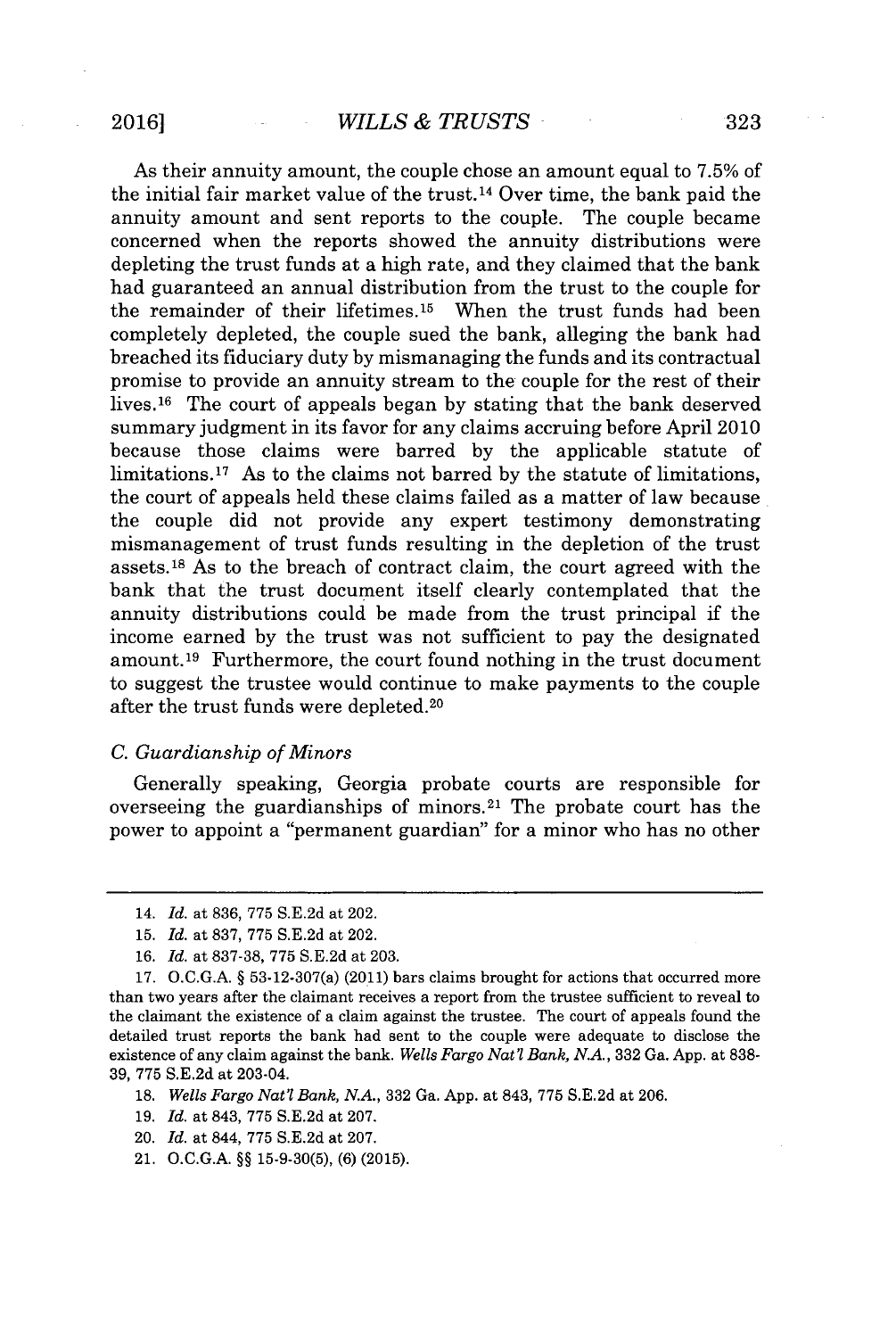As their annuity amount, the couple chose an amount equal to 7.5% of the initial fair market value of the trust.[14] Over time, the bank paid the annuity amount and sent reports to the couple. The couple became concerned when the reports showed the annuity distributions were depleting the trust funds at a high rate, and they claimed that the bank had guaranteed an annual distribution from the trust to the couple for the remainder of their lifetimes.[15] When the trust funds had been completely depleted, the couple sued the bank, alleging the bank had breached its fiduciary duty by mismanaging the funds and its contractual promise to provide an annuity stream to the couple for the rest of their lives.[16] The court of appeals began by stating that the bank deserved summary judgment in its favor for any claims accruing before April 2010 because those claims were barred by the applicable statute of limitations.[17] As to the claims not barred by the statute of limitations, the court of appeals held these claims failed as a matter of law because the couple did not provide any expert testimony demonstrating mismanagement of trust funds resulting in the depletion of the trust assets.[18] As to the breach of contract claim, the court agreed with the bank that the trust document itself clearly contemplated that the annuity distributions could be made from the trust principal if the income earned by the trust was not sufficient to pay the designated amount.[19] Furthermore, the court found nothing in the trust document to suggest the trustee would continue to make payments to the couple after the trust funds were depleted.[20]

### C. *Guardianship of Minors*

Generally speaking, Georgia probate courts are responsible for overseeing the guardianships of minors.[21] The probate court has the power to appoint a "permanent guardian" for a minor who has no other

---

14. *Id.* at 836, 775 S.E.2d at 202.

15. *Id.* at 837, 775 S.E.2d at 202.

16. *Id.* at 837-38, 775 S.E.2d at 203.

17. O.C.G.A. § 53-12-307(a) (2011) bars claims brought for actions that occurred more than two years after the claimant receives a report from the trustee sufficient to reveal to the claimant the existence of a claim against the trustee. The court of appeals found the detailed trust reports the bank had sent to the couple were adequate to disclose the existence of any claim against the bank. *Wells Fargo Nat'l Bank, N.A.*, 332 Ga. App. at 838-39, 775 S.E.2d at 203-04.

18. *Wells Fargo Nat'l Bank, N.A.*, 332 Ga. App. at 843, 775 S.E.2d at 206.

19. *Id.* at 843, 775 S.E.2d at 207.

20. *Id.* at 844, 775 S.E.2d at 207.

21. O.C.G.A. §§ 15-9-30(5), (6) (2015).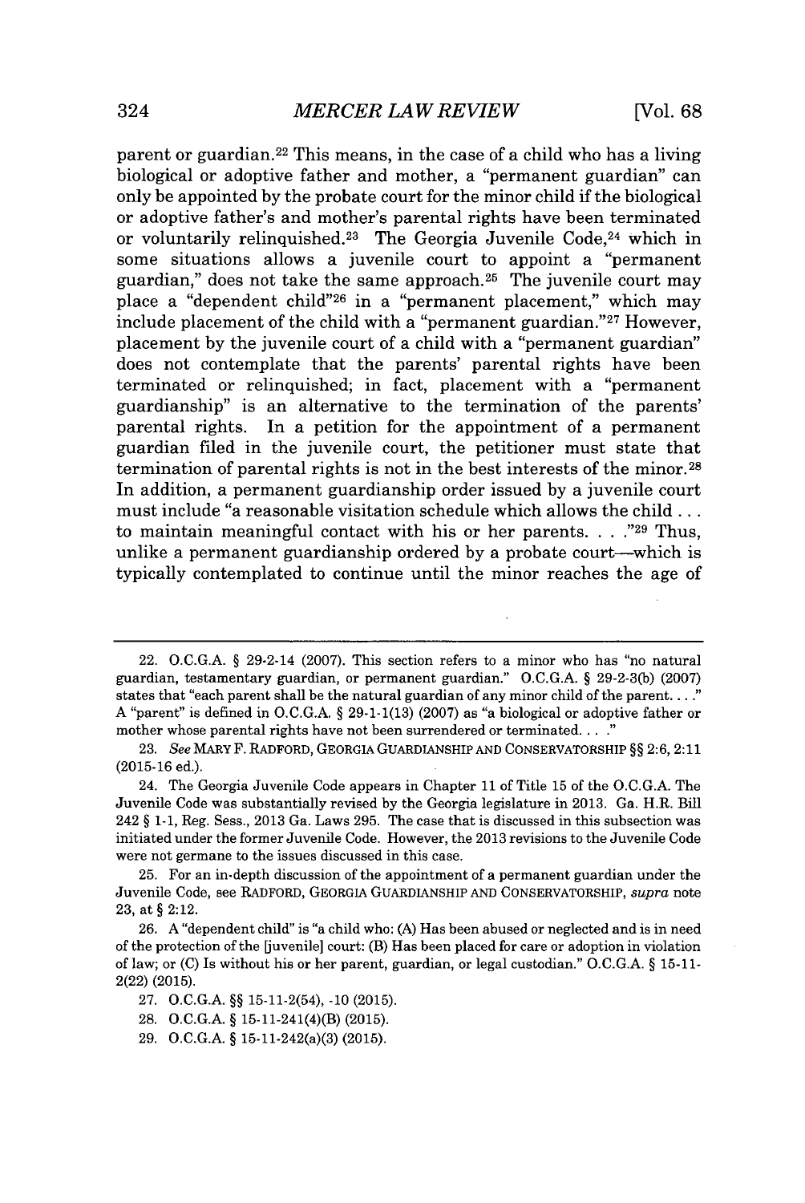parent or guardian.[22] This means, in the case of a child who has a living biological or adoptive father and mother, a "permanent guardian" can only be appointed by the probate court for the minor child if the biological or adoptive father's and mother's parental rights have been terminated or voluntarily relinquished.[23] The Georgia Juvenile Code,[24] which in some situations allows a juvenile court to appoint a "permanent guardian," does not take the same approach.[25] The juvenile court may place a "dependent child"[26] in a "permanent placement," which may include placement of the child with a "permanent guardian."[27] However, placement by the juvenile court of a child with a "permanent guardian" does not contemplate that the parents' parental rights have been terminated or relinquished; in fact, placement with a "permanent guardianship" is an alternative to the termination of the parents' parental rights. In a petition for the appointment of a permanent guardian filed in the juvenile court, the petitioner must state that termination of parental rights is not in the best interests of the minor.[28] In addition, a permanent guardianship order issued by a juvenile court must include "a reasonable visitation schedule which allows the child . . . to maintain meaningful contact with his or her parents. . . ."[29] Thus, unlike a permanent guardianship ordered by a probate court—which is typically contemplated to continue until the minor reaches the age of

---

22. O.C.G.A. § 29-2-14 (2007). This section refers to a minor who has "no natural guardian, testamentary guardian, or permanent guardian." O.C.G.A. § 29-2-3(b) (2007) states that "each parent shall be the natural guardian of any minor child of the parent. . . ." A "parent" is defined in O.C.G.A. § 29-1-1(13) (2007) as "a biological or adoptive father or mother whose parental rights have not been surrendered or terminated. . . ."

23. *See* MARY F. RADFORD, GEORGIA GUARDIANSHIP AND CONSERVATORSHIP §§ 2:6, 2:11 (2015-16 ed.).

24. The Georgia Juvenile Code appears in Chapter 11 of Title 15 of the O.C.G.A. The Juvenile Code was substantially revised by the Georgia legislature in 2013. Ga. H.R. Bill 242 § 1-1, Reg. Sess., 2013 Ga. Laws 295. The case that is discussed in this subsection was initiated under the former Juvenile Code. However, the 2013 revisions to the Juvenile Code were not germane to the issues discussed in this case.

25. For an in-depth discussion of the appointment of a permanent guardian under the Juvenile Code, see RADFORD, GEORGIA GUARDIANSHIP AND CONSERVATORSHIP, *supra* note 23, at § 2:12.

26. A "dependent child" is "a child who: (A) Has been abused or neglected and is in need of the protection of the [juvenile] court: (B) Has been placed for care or adoption in violation of law; or (C) Is without his or her parent, guardian, or legal custodian." O.C.G.A. § 15-11-2(22) (2015).

27. O.C.G.A. §§ 15-11-2(54), -10 (2015).

28. O.C.G.A. § 15-11-241(4)(B) (2015).

29. O.C.G.A. § 15-11-242(a)(3) (2015).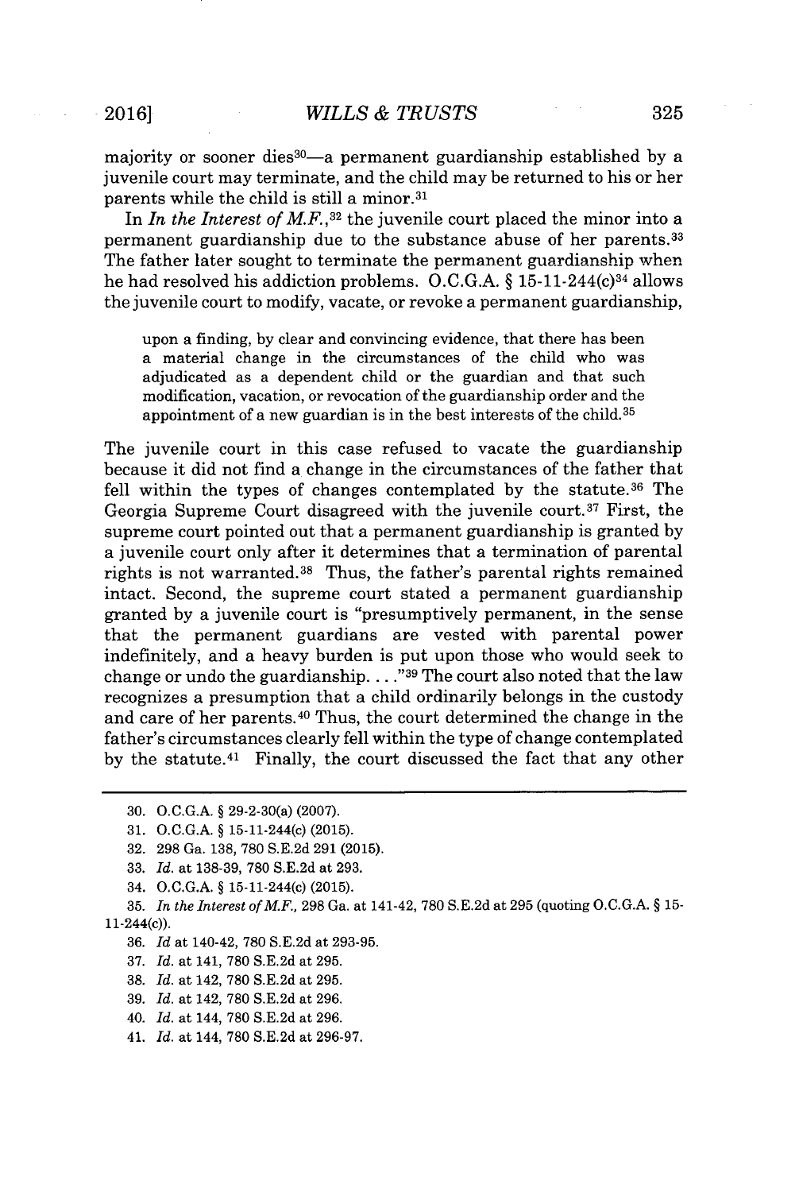majority or sooner dies[30]—a permanent guardianship established by a juvenile court may terminate, and the child may be returned to his or her parents while the child is still a minor.[31]

In *In the Interest of M.F.*,[32] the juvenile court placed the minor into a permanent guardianship due to the substance abuse of her parents.[33] The father later sought to terminate the permanent guardianship when he had resolved his addiction problems. O.C.G.A. § 15-11-244(c)[34] allows the juvenile court to modify, vacate, or revoke a permanent guardianship,

> upon a finding, by clear and convincing evidence, that there has been a material change in the circumstances of the child who was adjudicated as a dependent child or the guardian and that such modification, vacation, or revocation of the guardianship order and the appointment of a new guardian is in the best interests of the child.[35]

The juvenile court in this case refused to vacate the guardianship because it did not find a change in the circumstances of the father that fell within the types of changes contemplated by the statute.[36] The Georgia Supreme Court disagreed with the juvenile court.[37] First, the supreme court pointed out that a permanent guardianship is granted by a juvenile court only after it determines that a termination of parental rights is not warranted.[38] Thus, the father's parental rights remained intact. Second, the supreme court stated a permanent guardianship granted by a juvenile court is "presumptively permanent, in the sense that the permanent guardians are vested with parental power indefinitely, and a heavy burden is put upon those who would seek to change or undo the guardianship. . . ."[39] The court also noted that the law recognizes a presumption that a child ordinarily belongs in the custody and care of her parents.[40] Thus, the court determined the change in the father's circumstances clearly fell within the type of change contemplated by the statute.[41] Finally, the court discussed the fact that any other

---

30. O.C.G.A. § 29-2-30(a) (2007).

31. O.C.G.A. § 15-11-244(c) (2015).

32. 298 Ga. 138, 780 S.E.2d 291 (2015).

33. *Id.* at 138-39, 780 S.E.2d at 293.

34. O.C.G.A. § 15-11-244(c) (2015).

35. *In the Interest of M.F.*, 298 Ga. at 141-42, 780 S.E.2d at 295 (quoting O.C.G.A. § 15-11-244(c)).

36. *Id* at 140-42, 780 S.E.2d at 293-95.

37. *Id.* at 141, 780 S.E.2d at 295.

38. *Id.* at 142, 780 S.E.2d at 295.

39. *Id.* at 142, 780 S.E.2d at 296.

40. *Id.* at 144, 780 S.E.2d at 296.

41. *Id.* at 144, 780 S.E.2d at 296-97.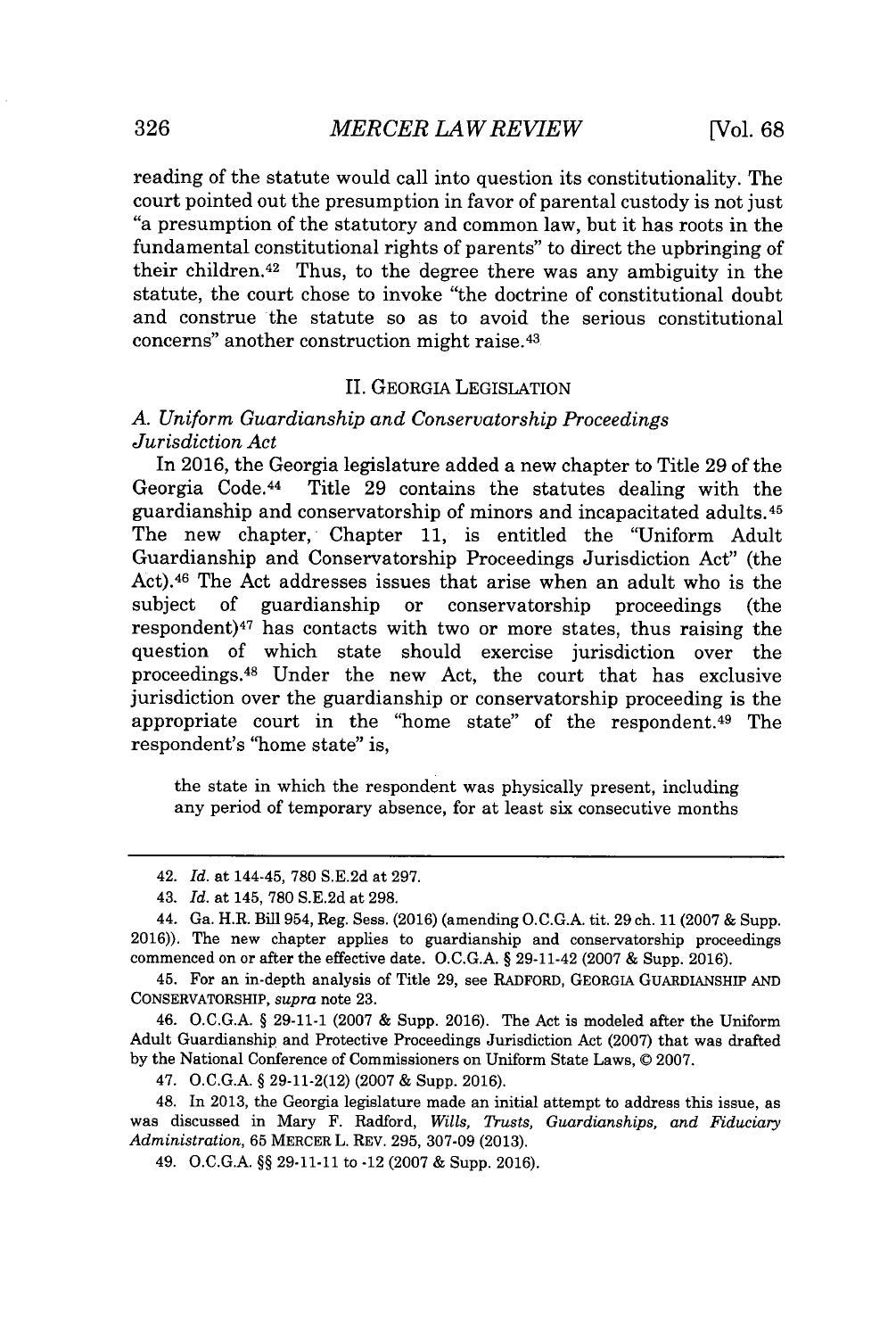reading of the statute would call into question its constitutionality. The court pointed out the presumption in favor of parental custody is not just "a presumption of the statutory and common law, but it has roots in the fundamental constitutional rights of parents" to direct the upbringing of their children.[42] Thus, to the degree there was any ambiguity in the statute, the court chose to invoke "the doctrine of constitutional doubt and construe the statute so as to avoid the serious constitutional concerns" another construction might raise.[43]

## II. GEORGIA LEGISLATION

### *A. Uniform Guardianship and Conservatorship Proceedings Jurisdiction Act*

In 2016, the Georgia legislature added a new chapter to Title 29 of the Georgia Code.[44] Title 29 contains the statutes dealing with the guardianship and conservatorship of minors and incapacitated adults.[45] The new chapter, Chapter 11, is entitled the "Uniform Adult Guardianship and Conservatorship Proceedings Jurisdiction Act" (the Act).[46] The Act addresses issues that arise when an adult who is the subject of guardianship or conservatorship proceedings (the respondent)[47] has contacts with two or more states, thus raising the question of which state should exercise jurisdiction over the proceedings.[48] Under the new Act, the court that has exclusive jurisdiction over the guardianship or conservatorship proceeding is the appropriate court in the "home state" of the respondent.[49] The respondent's "home state" is,

> the state in which the respondent was physically present, including any period of temporary absence, for at least six consecutive months

---

42. *Id.* at 144-45, 780 S.E.2d at 297.

43. *Id.* at 145, 780 S.E.2d at 298.

44. Ga. H.R. Bill 954, Reg. Sess. (2016) (amending O.C.G.A. tit. 29 ch. 11 (2007 & Supp. 2016)). The new chapter applies to guardianship and conservatorship proceedings commenced on or after the effective date. O.C.G.A. § 29-11-42 (2007 & Supp. 2016).

45. For an in-depth analysis of Title 29, see RADFORD, GEORGIA GUARDIANSHIP AND CONSERVATORSHIP, *supra* note 23.

46. O.C.G.A. § 29-11-1 (2007 & Supp. 2016). The Act is modeled after the Uniform Adult Guardianship and Protective Proceedings Jurisdiction Act (2007) that was drafted by the National Conference of Commissioners on Uniform State Laws, © 2007.

47. O.C.G.A. § 29-11-2(12) (2007 & Supp. 2016).

48. In 2013, the Georgia legislature made an initial attempt to address this issue, as was discussed in Mary F. Radford, *Wills, Trusts, Guardianships, and Fiduciary Administration*, 65 MERCER L. REV. 295, 307-09 (2013).

49. O.C.G.A. §§ 29-11-11 to -12 (2007 & Supp. 2016).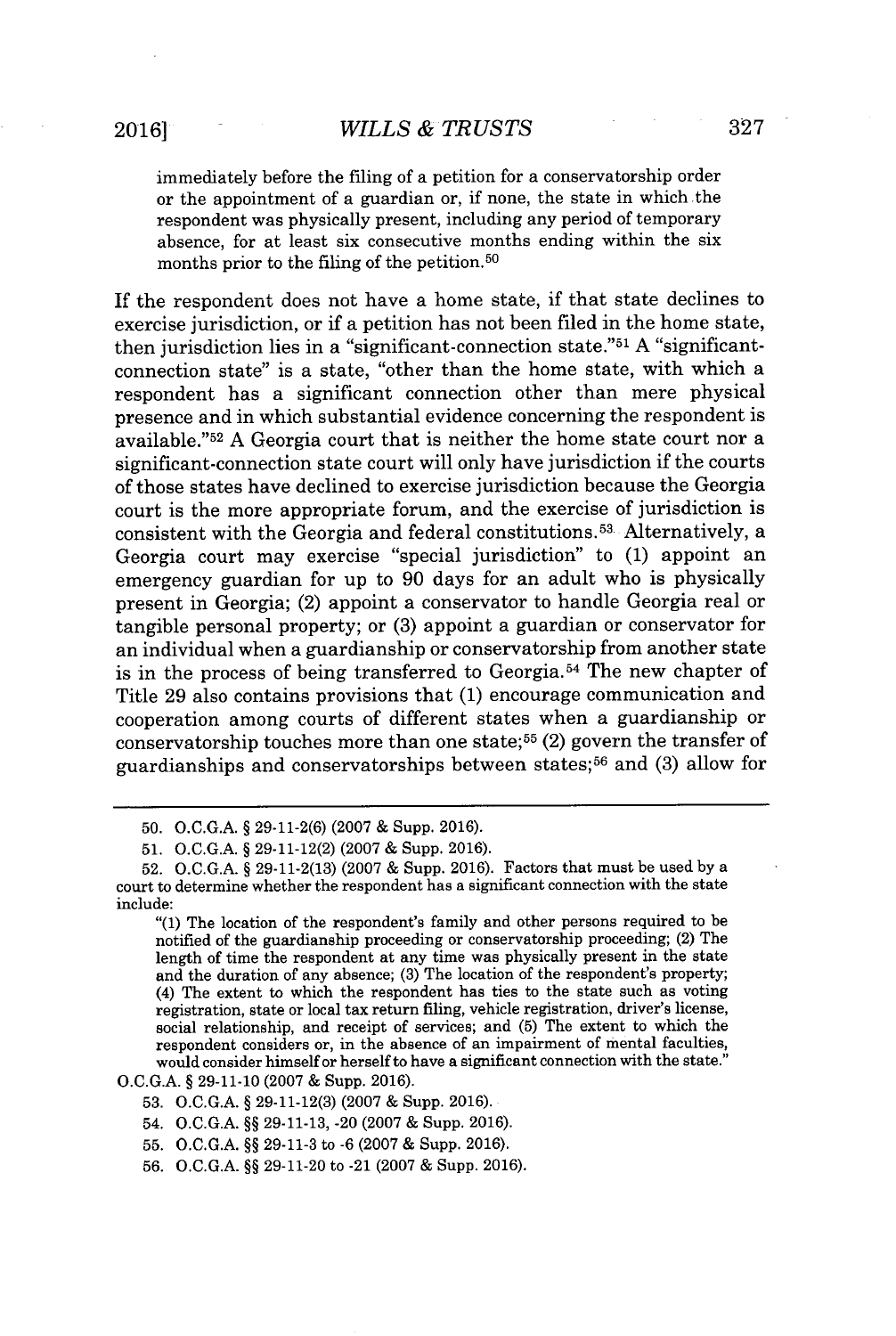> immediately before the filing of a petition for a conservatorship order or the appointment of a guardian or, if none, the state in which the respondent was physically present, including any period of temporary absence, for at least six consecutive months ending within the six months prior to the filing of the petition.[50]

If the respondent does not have a home state, if that state declines to exercise jurisdiction, or if a petition has not been filed in the home state, then jurisdiction lies in a "significant-connection state."[51] A "significant-connection state" is a state, "other than the home state, with which a respondent has a significant connection other than mere physical presence and in which substantial evidence concerning the respondent is available."[52] A Georgia court that is neither the home state court nor a significant-connection state court will only have jurisdiction if the courts of those states have declined to exercise jurisdiction because the Georgia court is the more appropriate forum, and the exercise of jurisdiction is consistent with the Georgia and federal constitutions.[53] Alternatively, a Georgia court may exercise "special jurisdiction" to (1) appoint an emergency guardian for up to 90 days for an adult who is physically present in Georgia; (2) appoint a conservator to handle Georgia real or tangible personal property; or (3) appoint a guardian or conservator for an individual when a guardianship or conservatorship from another state is in the process of being transferred to Georgia.[54] The new chapter of Title 29 also contains provisions that (1) encourage communication and cooperation among courts of different states when a guardianship or conservatorship touches more than one state;[55] (2) govern the transfer of guardianships and conservatorships between states;[56] and (3) allow for

---

50. O.C.G.A. § 29-11-2(6) (2007 & Supp. 2016).

51. O.C.G.A. § 29-11-12(2) (2007 & Supp. 2016).

52. O.C.G.A. § 29-11-2(13) (2007 & Supp. 2016). Factors that must be used by a court to determine whether the respondent has a significant connection with the state include:

> "(1) The location of the respondent's family and other persons required to be notified of the guardianship proceeding or conservatorship proceeding; (2) The length of time the respondent at any time was physically present in the state and the duration of any absence; (3) The location of the respondent's property; (4) The extent to which the respondent has ties to the state such as voting registration, state or local tax return filing, vehicle registration, driver's license, social relationship, and receipt of services; and (5) The extent to which the respondent considers or, in the absence of an impairment of mental faculties, would consider himself or herself to have a significant connection with the state."

O.C.G.A. § 29-11-10 (2007 & Supp. 2016).

53. O.C.G.A. § 29-11-12(3) (2007 & Supp. 2016).

54. O.C.G.A. §§ 29-11-13, -20 (2007 & Supp. 2016).

55. O.C.G.A. §§ 29-11-3 to -6 (2007 & Supp. 2016).

56. O.C.G.A. §§ 29-11-20 to -21 (2007 & Supp. 2016).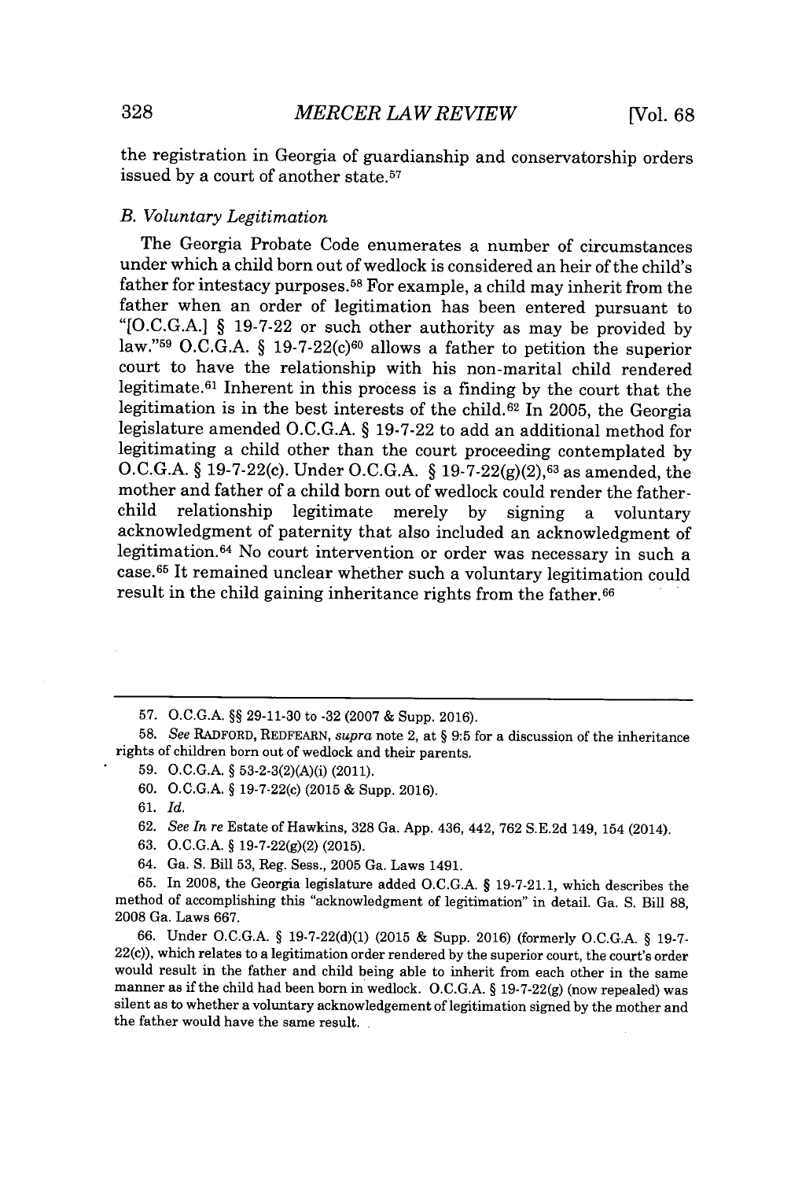the registration in Georgia of guardianship and conservatorship orders issued by a court of another state.[57]

### *B. Voluntary Legitimation*

The Georgia Probate Code enumerates a number of circumstances under which a child born out of wedlock is considered an heir of the child's father for intestacy purposes.[58] For example, a child may inherit from the father when an order of legitimation has been entered pursuant to "[O.C.G.A.] § 19-7-22 or such other authority as may be provided by law."[59] O.C.G.A. § 19-7-22(c)[60] allows a father to petition the superior court to have the relationship with his non-marital child rendered legitimate.[61] Inherent in this process is a finding by the court that the legitimation is in the best interests of the child.[62] In 2005, the Georgia legislature amended O.C.G.A. § 19-7-22 to add an additional method for legitimating a child other than the court proceeding contemplated by O.C.G.A. § 19-7-22(c). Under O.C.G.A. § 19-7-22(g)(2),[63] as amended, the mother and father of a child born out of wedlock could render the father-child relationship legitimate merely by signing a voluntary acknowledgment of paternity that also included an acknowledgment of legitimation.[64] No court intervention or order was necessary in such a case.[65] It remained unclear whether such a voluntary legitimation could result in the child gaining inheritance rights from the father.[66]

---

57. O.C.G.A. §§ 29-11-30 to -32 (2007 & Supp. 2016).

58. *See* RADFORD, REDFEARN, *supra* note 2, at § 9:5 for a discussion of the inheritance rights of children born out of wedlock and their parents.

59. O.C.G.A. § 53-2-3(2)(A)(i) (2011).

60. O.C.G.A. § 19-7-22(c) (2015 & Supp. 2016).

61. *Id.*

62. *See In re* Estate of Hawkins, 328 Ga. App. 436, 442, 762 S.E.2d 149, 154 (2014).

63. O.C.G.A. § 19-7-22(g)(2) (2015).

64. Ga. S. Bill 53, Reg. Sess., 2005 Ga. Laws 1491.

65. In 2008, the Georgia legislature added O.C.G.A. § 19-7-21.1, which describes the method of accomplishing this "acknowledgment of legitimation" in detail. Ga. S. Bill 88, 2008 Ga. Laws 667.

66. Under O.C.G.A. § 19-7-22(d)(1) (2015 & Supp. 2016) (formerly O.C.G.A. § 19-7-22(c)), which relates to a legitimation order rendered by the superior court, the court's order would result in the father and child being able to inherit from each other in the same manner as if the child had been born in wedlock. O.C.G.A. § 19-7-22(g) (now repealed) was silent as to whether a voluntary acknowledgement of legitimation signed by the mother and the father would have the same result.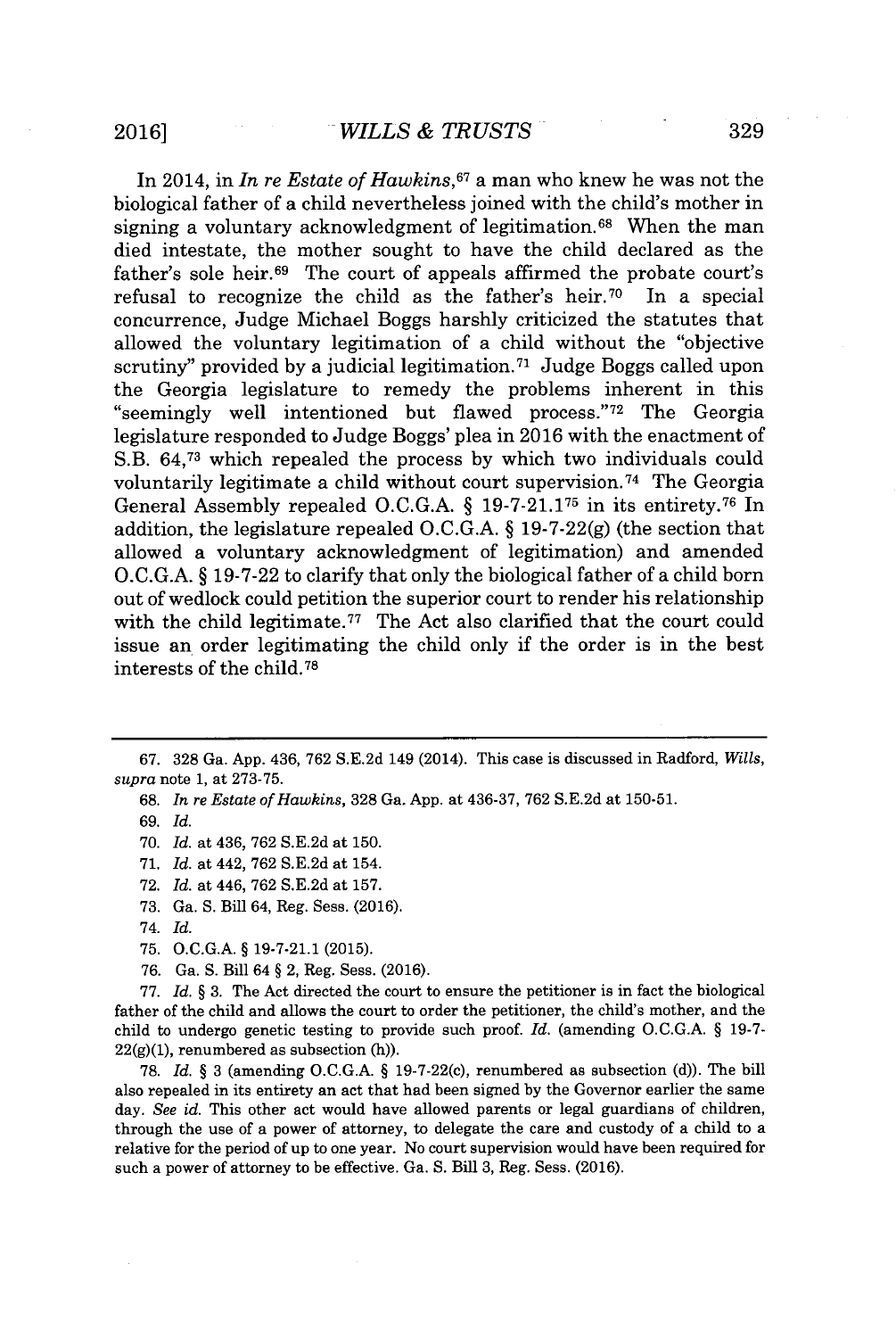In 2014, in *In re Estate of Hawkins*,[67] a man who knew he was not the biological father of a child nevertheless joined with the child's mother in signing a voluntary acknowledgment of legitimation.[68] When the man died intestate, the mother sought to have the child declared as the father's sole heir.[69] The court of appeals affirmed the probate court's refusal to recognize the child as the father's heir.[70] In a special concurrence, Judge Michael Boggs harshly criticized the statutes that allowed the voluntary legitimation of a child without the "objective scrutiny" provided by a judicial legitimation.[71] Judge Boggs called upon the Georgia legislature to remedy the problems inherent in this "seemingly well intentioned but flawed process."[72] The Georgia legislature responded to Judge Boggs' plea in 2016 with the enactment of S.B. 64,[73] which repealed the process by which two individuals could voluntarily legitimate a child without court supervision.[74] The Georgia General Assembly repealed O.C.G.A. § 19-7-21.1[75] in its entirety.[76] In addition, the legislature repealed O.C.G.A. § 19-7-22(g) (the section that allowed a voluntary acknowledgment of legitimation) and amended O.C.G.A. § 19-7-22 to clarify that only the biological father of a child born out of wedlock could petition the superior court to render his relationship with the child legitimate.[77] The Act also clarified that the court could issue an order legitimating the child only if the order is in the best interests of the child.[78]

---

67. 328 Ga. App. 436, 762 S.E.2d 149 (2014). This case is discussed in Radford, *Wills*, *supra* note 1, at 273-75.

68. *In re Estate of Hawkins*, 328 Ga. App. at 436-37, 762 S.E.2d at 150-51.

69. *Id.*

70. *Id.* at 436, 762 S.E.2d at 150.

71. *Id.* at 442, 762 S.E.2d at 154.

72. *Id.* at 446, 762 S.E.2d at 157.

73. Ga. S. Bill 64, Reg. Sess. (2016).

74. *Id.*

75. O.C.G.A. § 19-7-21.1 (2015).

76. Ga. S. Bill 64 § 2, Reg. Sess. (2016).

77. *Id.* § 3. The Act directed the court to ensure the petitioner is in fact the biological father of the child and allows the court to order the petitioner, the child's mother, and the child to undergo genetic testing to provide such proof. *Id.* (amending O.C.G.A. § 19-7-22(g)(1), renumbered as subsection (h)).

78. *Id.* § 3 (amending O.C.G.A. § 19-7-22(c), renumbered as subsection (d)). The bill also repealed in its entirety an act that had been signed by the Governor earlier the same day. *See id.* This other act would have allowed parents or legal guardians of children, through the use of a power of attorney, to delegate the care and custody of a child to a relative for the period of up to one year. No court supervision would have been required for such a power of attorney to be effective. Ga. S. Bill 3, Reg. Sess. (2016).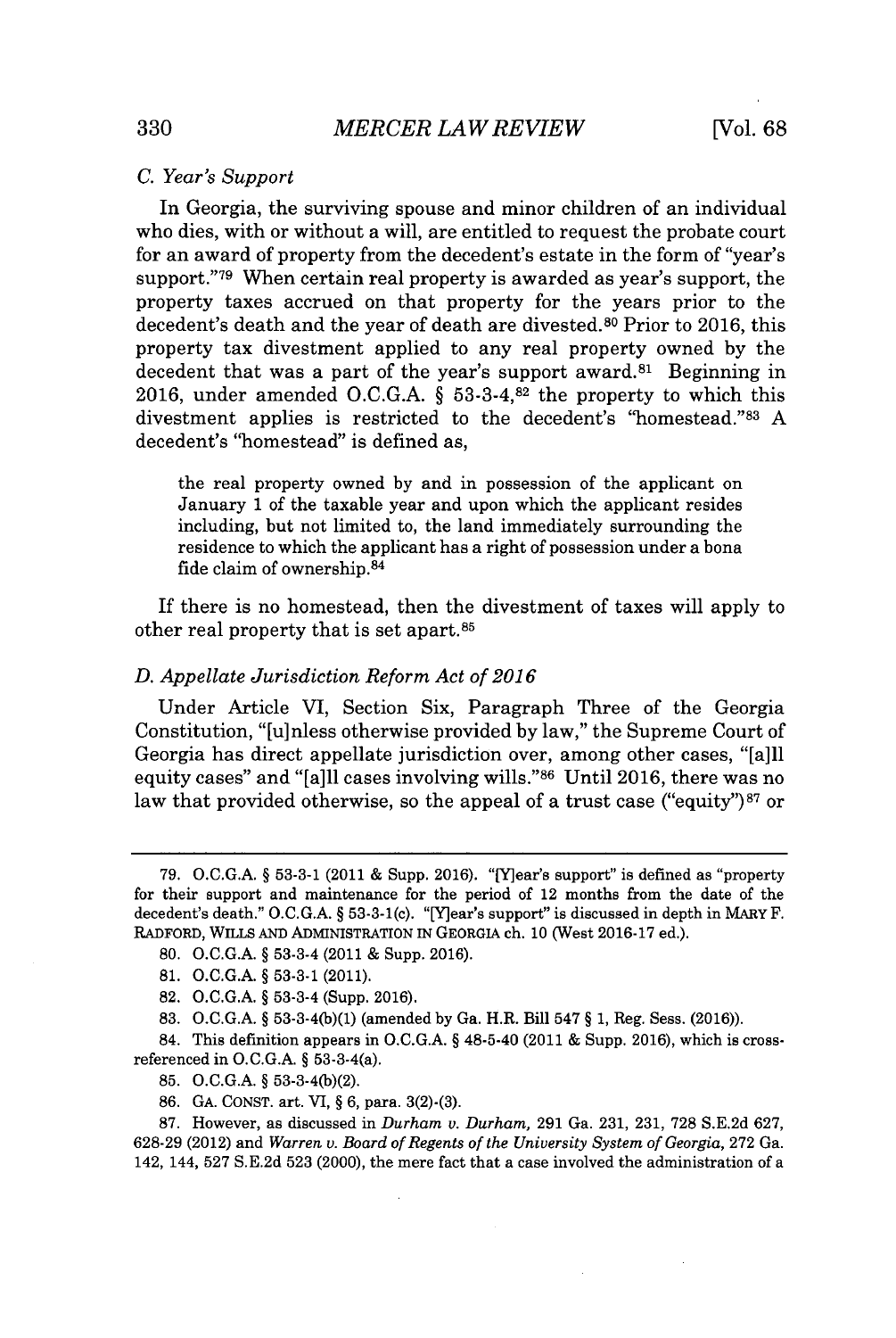### C. Year's Support

In Georgia, the surviving spouse and minor children of an individual who dies, with or without a will, are entitled to request the probate court for an award of property from the decedent's estate in the form of "year's support."[79] When certain real property is awarded as year's support, the property taxes accrued on that property for the years prior to the decedent's death and the year of death are divested.[80] Prior to 2016, this property tax divestment applied to any real property owned by the decedent that was a part of the year's support award.[81] Beginning in 2016, under amended O.C.G.A. § 53-3-4,[82] the property to which this divestment applies is restricted to the decedent's "homestead."[83] A decedent's "homestead" is defined as,

> the real property owned by and in possession of the applicant on January 1 of the taxable year and upon which the applicant resides including, but not limited to, the land immediately surrounding the residence to which the applicant has a right of possession under a bona fide claim of ownership.[84]

If there is no homestead, then the divestment of taxes will apply to other real property that is set apart.[85]

### D. Appellate Jurisdiction Reform Act of 2016

Under Article VI, Section Six, Paragraph Three of the Georgia Constitution, "[u]nless otherwise provided by law," the Supreme Court of Georgia has direct appellate jurisdiction over, among other cases, "[a]ll equity cases" and "[a]ll cases involving wills."[86] Until 2016, there was no law that provided otherwise, so the appeal of a trust case ("equity")[87] or

---

79. O.C.G.A. § 53-3-1 (2011 & Supp. 2016). "[Y]ear's support" is defined as "property for their support and maintenance for the period of 12 months from the date of the decedent's death." O.C.G.A. § 53-3-1(c). "[Y]ear's support" is discussed in depth in MARY F. RADFORD, WILLS AND ADMINISTRATION IN GEORGIA ch. 10 (West 2016-17 ed.).

80. O.C.G.A. § 53-3-4 (2011 & Supp. 2016).

81. O.C.G.A. § 53-3-1 (2011).

82. O.C.G.A. § 53-3-4 (Supp. 2016).

83. O.C.G.A. § 53-3-4(b)(1) (amended by Ga. H.R. Bill 547 § 1, Reg. Sess. (2016)).

84. This definition appears in O.C.G.A. § 48-5-40 (2011 & Supp. 2016), which is cross-referenced in O.C.G.A. § 53-3-4(a).

85. O.C.G.A. § 53-3-4(b)(2).

86. GA. CONST. art. VI, § 6, para. 3(2)-(3).

87. However, as discussed in *Durham v. Durham*, 291 Ga. 231, 231, 728 S.E.2d 627, 628-29 (2012) and *Warren v. Board of Regents of the University System of Georgia*, 272 Ga. 142, 144, 527 S.E.2d 523 (2000), the mere fact that a case involved the administration of a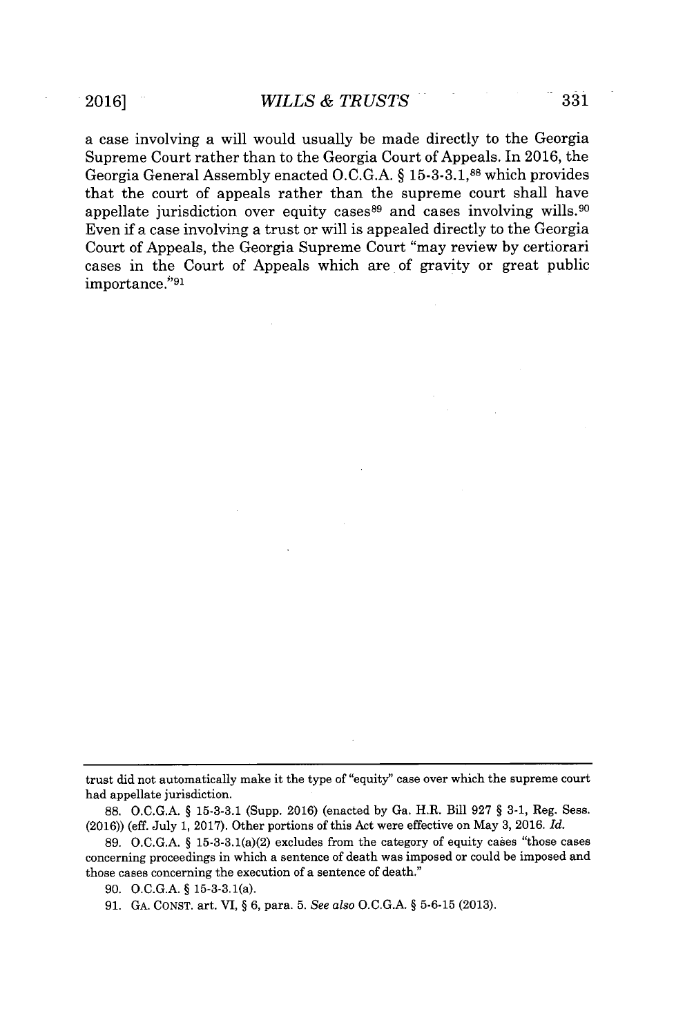a case involving a will would usually be made directly to the Georgia Supreme Court rather than to the Georgia Court of Appeals. In 2016, the Georgia General Assembly enacted O.C.G.A. § 15-3-3.1,[88] which provides that the court of appeals rather than the supreme court shall have appellate jurisdiction over equity cases[89] and cases involving wills.[90] Even if a case involving a trust or will is appealed directly to the Georgia Court of Appeals, the Georgia Supreme Court "may review by certiorari cases in the Court of Appeals which are of gravity or great public importance."[91]

---

trust did not automatically make it the type of "equity" case over which the supreme court had appellate jurisdiction.

88. O.C.G.A. § 15-3-3.1 (Supp. 2016) (enacted by Ga. H.R. Bill 927 § 3-1, Reg. Sess. (2016)) (eff. July 1, 2017). Other portions of this Act were effective on May 3, 2016. *Id.*

89. O.C.G.A. § 15-3-3.1(a)(2) excludes from the category of equity cases "those cases concerning proceedings in which a sentence of death was imposed or could be imposed and those cases concerning the execution of a sentence of death."

90. O.C.G.A. § 15-3-3.1(a).

91. GA. CONST. art. VI, § 6, para. 5. *See also* O.C.G.A. § 5-6-15 (2013).